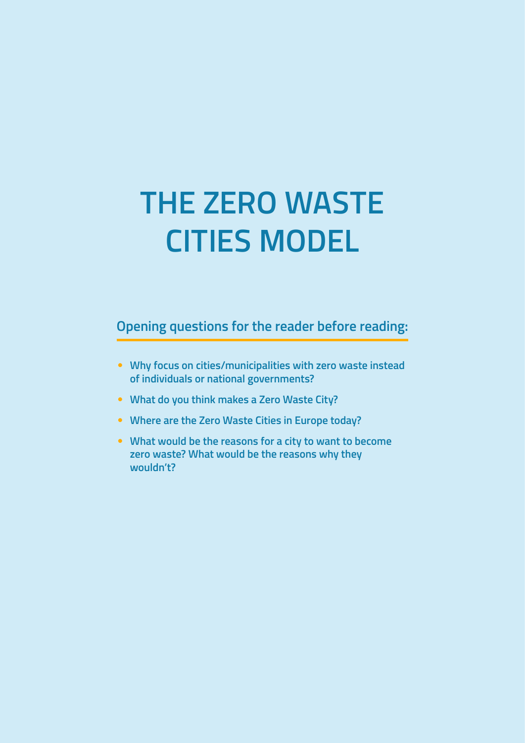# THE ZERO WASTE CITIES MODEL

## Opening questions for the reader before reading:

- **Why focus on cities/municipalities with zero waste instead of individuals or national governments?**
- **What do you think makes a Zero Waste City?**
- **Where are the Zero Waste Cities in Europe today?**
- **What would be the reasons for a city to want to become zero waste? What would be the reasons why they wouldn't?**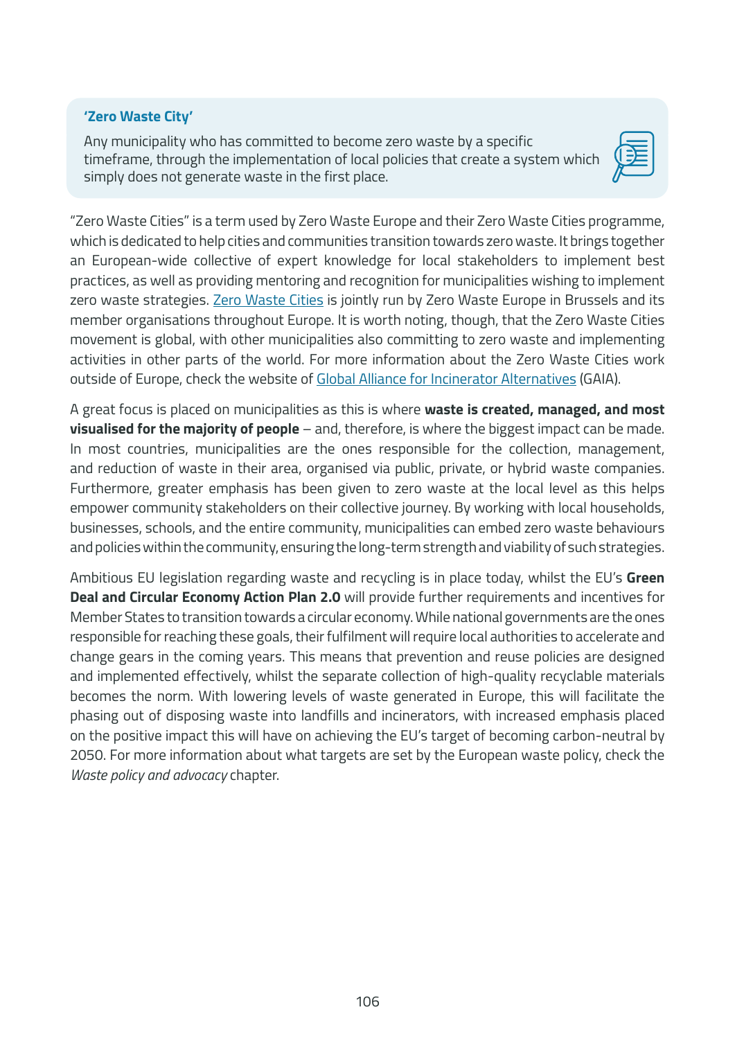**'Zero Waste City'**

Any municipality who has committed to become zero waste by a specific timeframe, through the implementation of local policies that create a system which simply does not generate waste in the first place.

"Zero Waste Cities" is a term used by Zero Waste Europe and their Zero Waste Cities programme, which is dedicated to help cities and communities transition towards zero waste. It brings together an European-wide collective of expert knowledge for local stakeholders to implement best practices, as well as providing mentoring and recognition for municipalities wishing to implement zero waste strategies. Zero Waste Cities is jointly run by Zero Waste Europe in Brussels and its member organisations throughout Europe. It is worth noting, though, that the Zero Waste Cities movement is global, with other municipalities also committing to zero waste and implementing activities in other parts of the world. For more information about the Zero Waste Cities work outside of Europe, check the website of Global Alliance for Incinerator Alternatives (GAIA).

A great focus is placed on municipalities as this is where **waste is created, managed, and most visualised for the majority of people** – and, therefore, is where the biggest impact can be made. In most countries, municipalities are the ones responsible for the collection, management, and reduction of waste in their area, organised via public, private, or hybrid waste companies. Furthermore, greater emphasis has been given to zero waste at the local level as this helps empower community stakeholders on their collective journey. By working with local households, businesses, schools, and the entire community, municipalities can embed zero waste behaviours and policies within the community, ensuring the long-term strength and viability of such strategies.

Ambitious EU legislation regarding waste and recycling is in place today, whilst the EU's **Green Deal and Circular Economy Action Plan 2.0** will provide further requirements and incentives for Member States to transition towards a circular economy. While national governments are the ones responsible for reaching these goals, their fulfilment will require local authorities to accelerate and change gears in the coming years. This means that prevention and reuse policies are designed and implemented effectively, whilst the separate collection of high-quality recyclable materials becomes the norm. With lowering levels of waste generated in Europe, this will facilitate the phasing out of disposing waste into landfills and incinerators, with increased emphasis placed on the positive impact this will have on achieving the EU's target of becoming carbon-neutral by 2050. For more information about what targets are set by the European waste policy, check the *Waste policy and advocacy* chapter.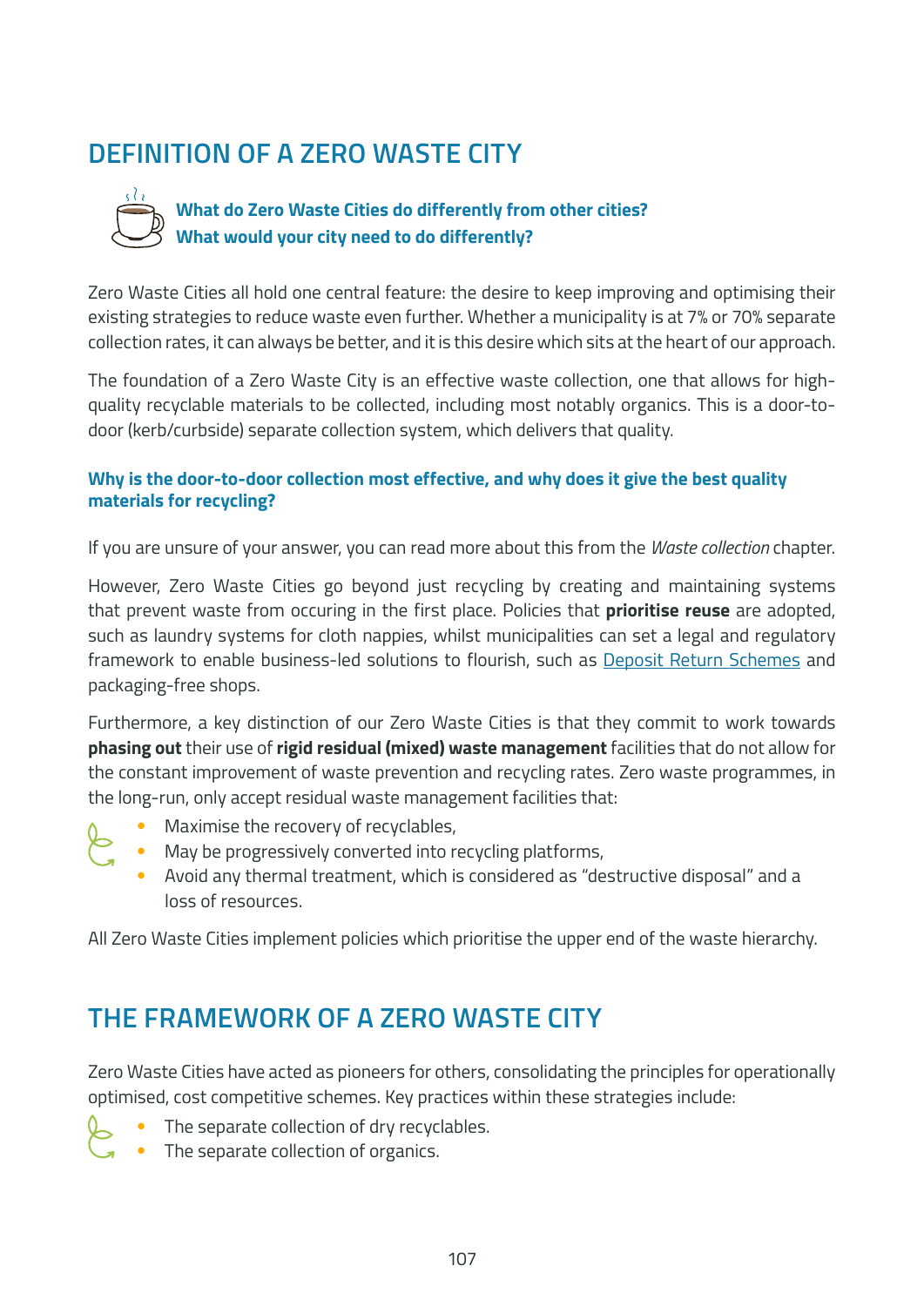## DEFINITION OF A ZERO WASTE CITY

**What do Zero Waste Cities do differently from other cities?**
**What would your city need to do differently?**

Zero Waste Cities all hold one central feature: the desire to keep improving and optimising their existing strategies to reduce waste even further. Whether a municipality is at 7% or 70% separate collection rates, it can always be better, and it is this desire which sits at the heart of our approach.

The foundation of a Zero Waste City is an effective waste collection, one that allows for high-quality recyclable materials to be collected, including most notably organics. This is a door-to-door (kerb/curbside) separate collection system, which delivers that quality.

**Why is the door-to-door collection most effective, and why does it give the best quality materials for recycling?**

If you are unsure of your answer, you can read more about this from the *Waste collection* chapter.

However, Zero Waste Cities go beyond just recycling by creating and maintaining systems that prevent waste from occuring in the first place. Policies that **prioritise reuse** are adopted, such as laundry systems for cloth nappies, whilst municipalities can set a legal and regulatory framework to enable business-led solutions to flourish, such as [Deposit Return Schemes]() and packaging-free shops.

Furthermore, a key distinction of our Zero Waste Cities is that they commit to work towards **phasing out** their use of **rigid residual (mixed) waste management** facilities that do not allow for the constant improvement of waste prevention and recycling rates. Zero waste programmes, in the long-run, only accept residual waste management facilities that:

- Maximise the recovery of recyclables,
- May be progressively converted into recycling platforms,
- Avoid any thermal treatment, which is considered as "destructive disposal" and a loss of resources.

All Zero Waste Cities implement policies which prioritise the upper end of the waste hierarchy.

## THE FRAMEWORK OF A ZERO WASTE CITY

Zero Waste Cities have acted as pioneers for others, consolidating the principles for operationally optimised, cost competitive schemes. Key practices within these strategies include:

- The separate collection of dry recyclables.
- The separate collection of organics.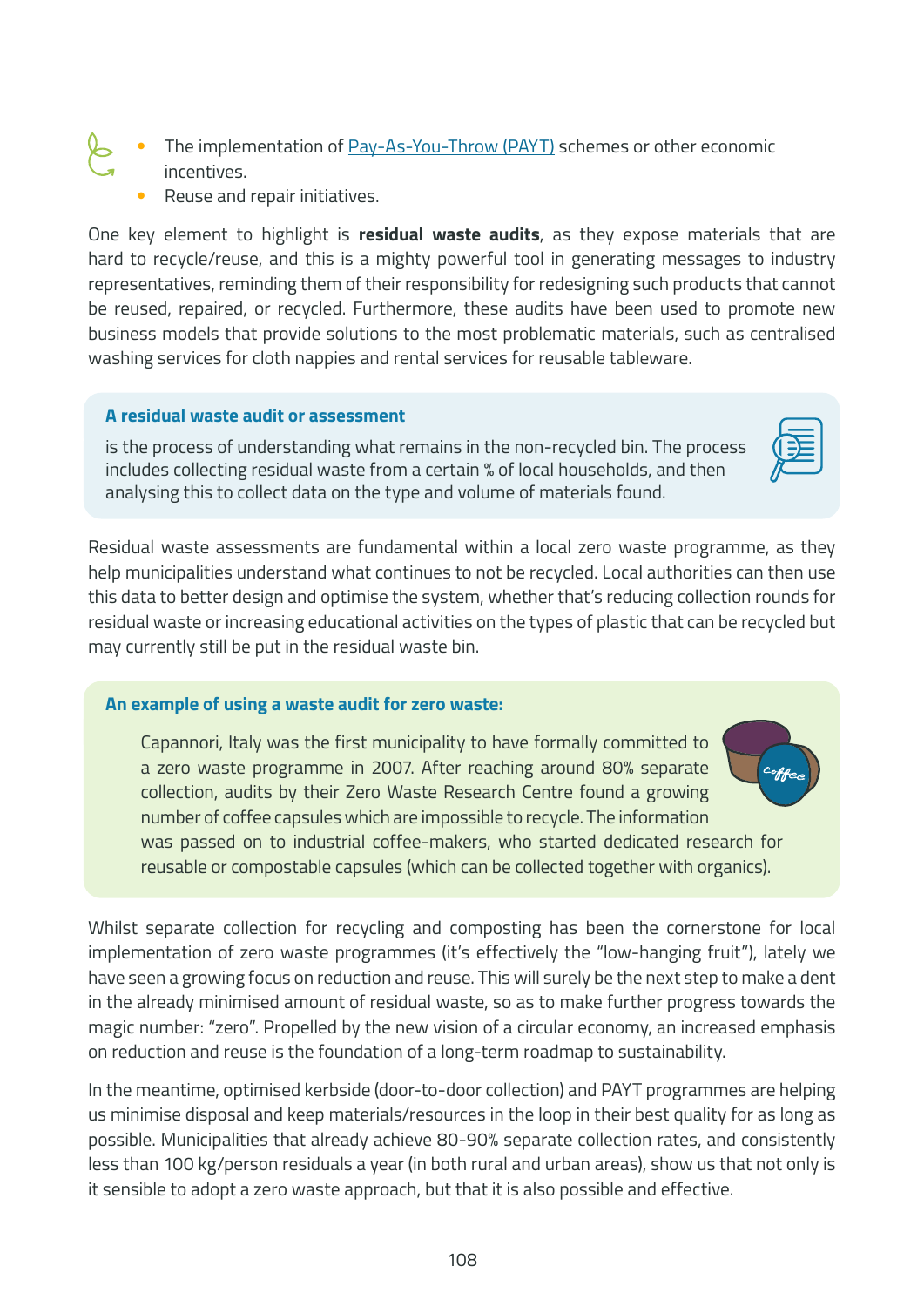- The implementation of Pay-As-You-Throw (PAYT) schemes or other economic incentives.
- Reuse and repair initiatives.

One key element to highlight is **residual waste audits**, as they expose materials that are hard to recycle/reuse, and this is a mighty powerful tool in generating messages to industry representatives, reminding them of their responsibility for redesigning such products that cannot be reused, repaired, or recycled. Furthermore, these audits have been used to promote new business models that provide solutions to the most problematic materials, such as centralised washing services for cloth nappies and rental services for reusable tableware.

**A residual waste audit or assessment**

is the process of understanding what remains in the non-recycled bin. The process includes collecting residual waste from a certain % of local households, and then analysing this to collect data on the type and volume of materials found.

Residual waste assessments are fundamental within a local zero waste programme, as they help municipalities understand what continues to not be recycled. Local authorities can then use this data to better design and optimise the system, whether that's reducing collection rounds for residual waste or increasing educational activities on the types of plastic that can be recycled but may currently still be put in the residual waste bin.

**An example of using a waste audit for zero waste:**

Capannori, Italy was the first municipality to have formally committed to a zero waste programme in 2007. After reaching around 80% separate collection, audits by their Zero Waste Research Centre found a growing number of coffee capsules which are impossible to recycle. The information was passed on to industrial coffee-makers, who started dedicated research for reusable or compostable capsules (which can be collected together with organics).

Whilst separate collection for recycling and composting has been the cornerstone for local implementation of zero waste programmes (it's effectively the "low-hanging fruit"), lately we have seen a growing focus on reduction and reuse. This will surely be the next step to make a dent in the already minimised amount of residual waste, so as to make further progress towards the magic number: "zero". Propelled by the new vision of a circular economy, an increased emphasis on reduction and reuse is the foundation of a long-term roadmap to sustainability.

In the meantime, optimised kerbside (door-to-door collection) and PAYT programmes are helping us minimise disposal and keep materials/resources in the loop in their best quality for as long as possible. Municipalities that already achieve 80-90% separate collection rates, and consistently less than 100 kg/person residuals a year (in both rural and urban areas), show us that not only is it sensible to adopt a zero waste approach, but that it is also possible and effective.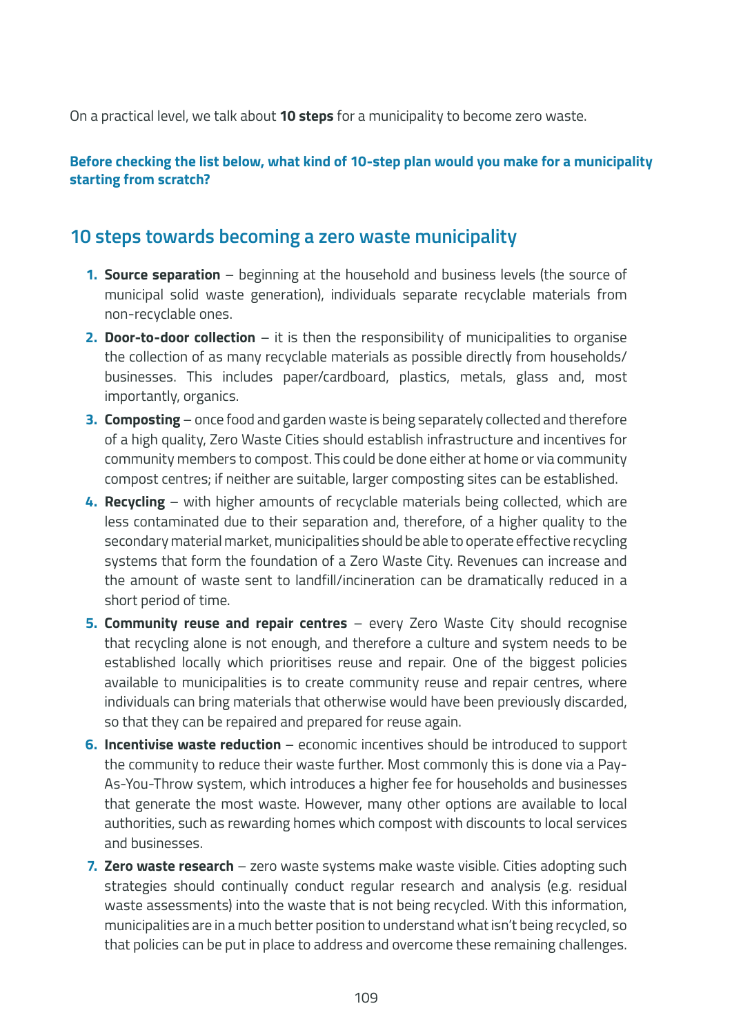On a practical level, we talk about **10 steps** for a municipality to become zero waste.

**Before checking the list below, what kind of 10-step plan would you make for a municipality starting from scratch?**

## 10 steps towards becoming a zero waste municipality

1. **Source separation** – beginning at the household and business levels (the source of municipal solid waste generation), individuals separate recyclable materials from non-recyclable ones.
2. **Door-to-door collection** – it is then the responsibility of municipalities to organise the collection of as many recyclable materials as possible directly from households/businesses. This includes paper/cardboard, plastics, metals, glass and, most importantly, organics.
3. **Composting** – once food and garden waste is being separately collected and therefore of a high quality, Zero Waste Cities should establish infrastructure and incentives for community members to compost. This could be done either at home or via community compost centres; if neither are suitable, larger composting sites can be established.
4. **Recycling** – with higher amounts of recyclable materials being collected, which are less contaminated due to their separation and, therefore, of a higher quality to the secondary material market, municipalities should be able to operate effective recycling systems that form the foundation of a Zero Waste City. Revenues can increase and the amount of waste sent to landfill/incineration can be dramatically reduced in a short period of time.
5. **Community reuse and repair centres** – every Zero Waste City should recognise that recycling alone is not enough, and therefore a culture and system needs to be established locally which prioritises reuse and repair. One of the biggest policies available to municipalities is to create community reuse and repair centres, where individuals can bring materials that otherwise would have been previously discarded, so that they can be repaired and prepared for reuse again.
6. **Incentivise waste reduction** – economic incentives should be introduced to support the community to reduce their waste further. Most commonly this is done via a Pay-As-You-Throw system, which introduces a higher fee for households and businesses that generate the most waste. However, many other options are available to local authorities, such as rewarding homes which compost with discounts to local services and businesses.
7. **Zero waste research** – zero waste systems make waste visible. Cities adopting such strategies should continually conduct regular research and analysis (e.g. residual waste assessments) into the waste that is not being recycled. With this information, municipalities are in a much better position to understand what isn't being recycled, so that policies can be put in place to address and overcome these remaining challenges.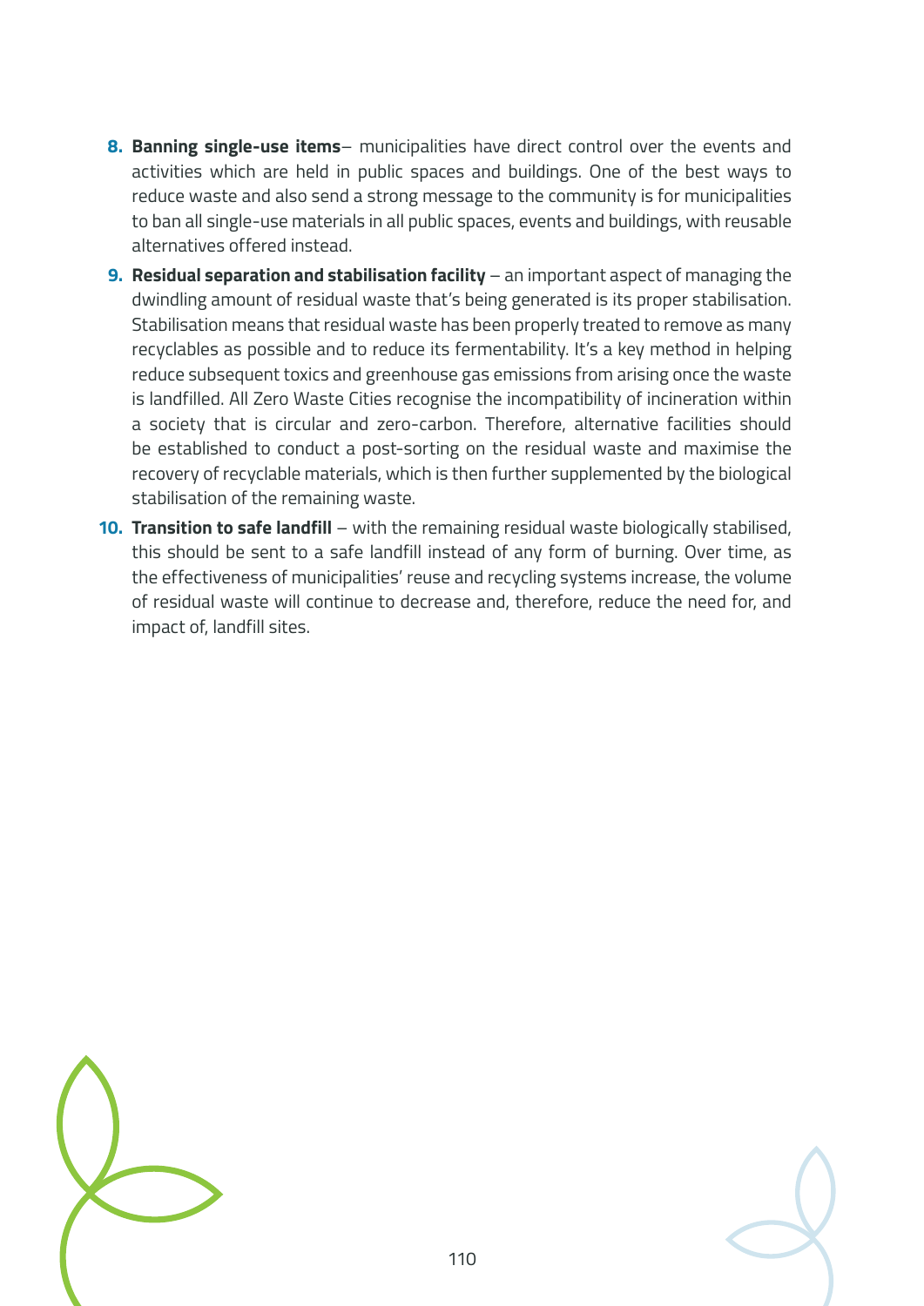8. **Banning single-use items**– municipalities have direct control over the events and activities which are held in public spaces and buildings. One of the best ways to reduce waste and also send a strong message to the community is for municipalities to ban all single-use materials in all public spaces, events and buildings, with reusable alternatives offered instead.
9. **Residual separation and stabilisation facility** – an important aspect of managing the dwindling amount of residual waste that's being generated is its proper stabilisation. Stabilisation means that residual waste has been properly treated to remove as many recyclables as possible and to reduce its fermentability. It's a key method in helping reduce subsequent toxics and greenhouse gas emissions from arising once the waste is landfilled. All Zero Waste Cities recognise the incompatibility of incineration within a society that is circular and zero-carbon. Therefore, alternative facilities should be established to conduct a post-sorting on the residual waste and maximise the recovery of recyclable materials, which is then further supplemented by the biological stabilisation of the remaining waste.
10. **Transition to safe landfill** – with the remaining residual waste biologically stabilised, this should be sent to a safe landfill instead of any form of burning. Over time, as the effectiveness of municipalities' reuse and recycling systems increase, the volume of residual waste will continue to decrease and, therefore, reduce the need for, and impact of, landfill sites.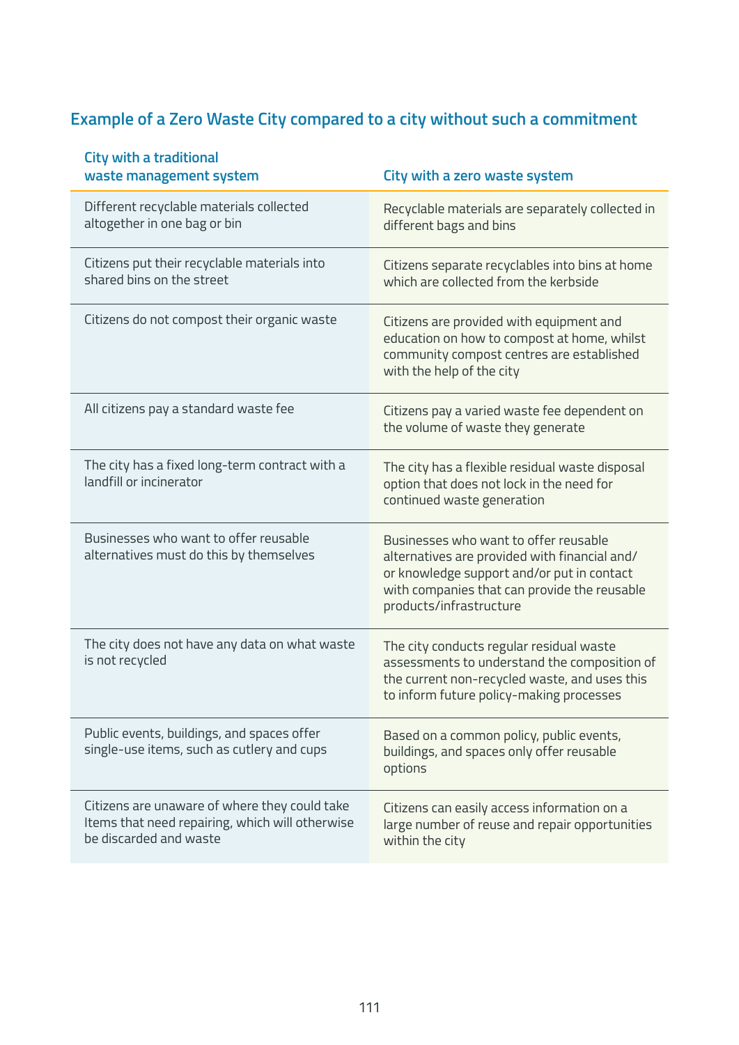## Example of a Zero Waste City compared to a city without such a commitment

| City with a traditional waste management system | City with a zero waste system |
|---|---|
| Different recyclable materials collected altogether in one bag or bin | Recyclable materials are separately collected in different bags and bins |
| Citizens put their recyclable materials into shared bins on the street | Citizens separate recyclables into bins at home which are collected from the kerbside |
| Citizens do not compost their organic waste | Citizens are provided with equipment and education on how to compost at home, whilst community compost centres are established with the help of the city |
| All citizens pay a standard waste fee | Citizens pay a varied waste fee dependent on the volume of waste they generate |
| The city has a fixed long-term contract with a landfill or incinerator | The city has a flexible residual waste disposal option that does not lock in the need for continued waste generation |
| Businesses who want to offer reusable alternatives must do this by themselves | Businesses who want to offer reusable alternatives are provided with financial and/or knowledge support and/or put in contact with companies that can provide the reusable products/infrastructure |
| The city does not have any data on what waste is not recycled | The city conducts regular residual waste assessments to understand the composition of the current non-recycled waste, and uses this to inform future policy-making processes |
| Public events, buildings, and spaces offer single-use items, such as cutlery and cups | Based on a common policy, public events, buildings, and spaces only offer reusable options |
| Citizens are unaware of where they could take Items that need repairing, which will otherwise be discarded and waste | Citizens can easily access information on a large number of reuse and repair opportunities within the city |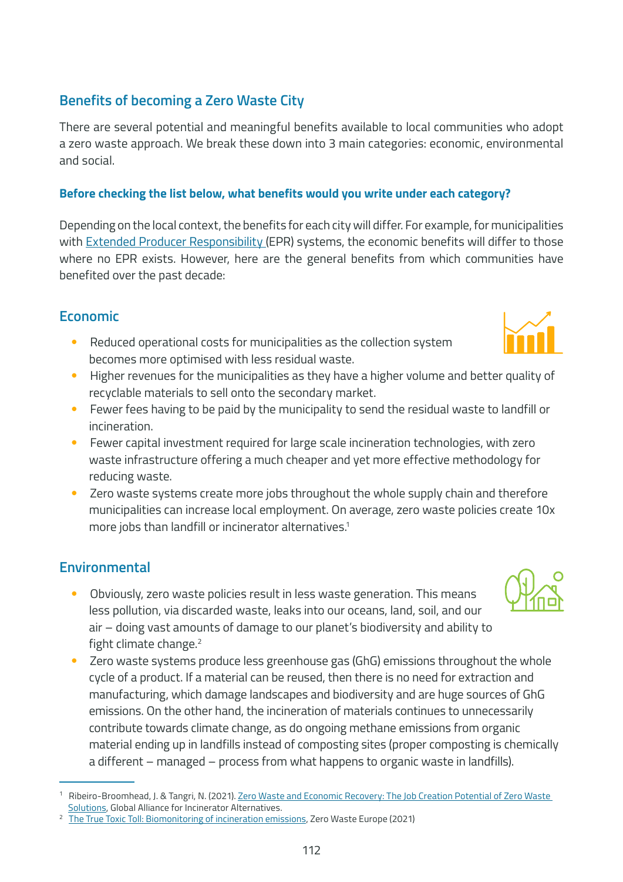## Benefits of becoming a Zero Waste City

There are several potential and meaningful benefits available to local communities who adopt a zero waste approach. We break these down into 3 main categories: economic, environmental and social.

**Before checking the list below, what benefits would you write under each category?**

Depending on the local context, the benefits for each city will differ. For example, for municipalities with Extended Producer Responsibility (EPR) systems, the economic benefits will differ to those where no EPR exists. However, here are the general benefits from which communities have benefited over the past decade:

### Economic

- Reduced operational costs for municipalities as the collection system becomes more optimised with less residual waste.
- Higher revenues for the municipalities as they have a higher volume and better quality of recyclable materials to sell onto the secondary market.
- Fewer fees having to be paid by the municipality to send the residual waste to landfill or incineration.
- Fewer capital investment required for large scale incineration technologies, with zero waste infrastructure offering a much cheaper and yet more effective methodology for reducing waste.
- Zero waste systems create more jobs throughout the whole supply chain and therefore municipalities can increase local employment. On average, zero waste policies create 10x more jobs than landfill or incinerator alternatives.[1]

### Environmental

- Obviously, zero waste policies result in less waste generation. This means less pollution, via discarded waste, leaks into our oceans, land, soil, and our air – doing vast amounts of damage to our planet's biodiversity and ability to fight climate change.[2]
- Zero waste systems produce less greenhouse gas (GhG) emissions throughout the whole cycle of a product. If a material can be reused, then there is no need for extraction and manufacturing, which damage landscapes and biodiversity and are huge sources of GhG emissions. On the other hand, the incineration of materials continues to unnecessarily contribute towards climate change, as do ongoing methane emissions from organic material ending up in landfills instead of composting sites (proper composting is chemically a different – managed – process from what happens to organic waste in landfills).

---

[1] Ribeiro-Broomhead, J. & Tangri, N. (2021). Zero Waste and Economic Recovery: The Job Creation Potential of Zero Waste Solutions, Global Alliance for Incinerator Alternatives.

[2] The True Toxic Toll: Biomonitoring of incineration emissions, Zero Waste Europe (2021)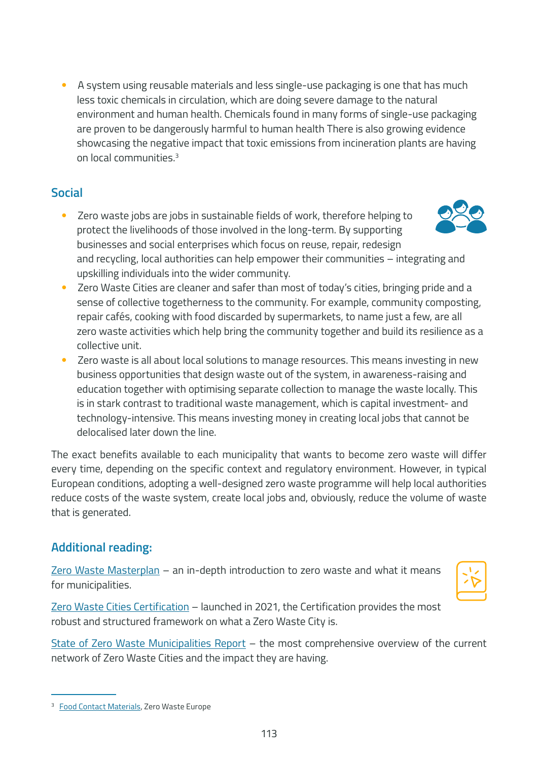- A system using reusable materials and less single-use packaging is one that has much less toxic chemicals in circulation, which are doing severe damage to the natural environment and human health. Chemicals found in many forms of single-use packaging are proven to be dangerously harmful to human health There is also growing evidence showcasing the negative impact that toxic emissions from incineration plants are having on local communities.[3]

## Social

- Zero waste jobs are jobs in sustainable fields of work, therefore helping to protect the livelihoods of those involved in the long-term. By supporting businesses and social enterprises which focus on reuse, repair, redesign and recycling, local authorities can help empower their communities – integrating and upskilling individuals into the wider community.
- Zero Waste Cities are cleaner and safer than most of today's cities, bringing pride and a sense of collective togetherness to the community. For example, community composting, repair cafés, cooking with food discarded by supermarkets, to name just a few, are all zero waste activities which help bring the community together and build its resilience as a collective unit.
- Zero waste is all about local solutions to manage resources. This means investing in new business opportunities that design waste out of the system, in awareness-raising and education together with optimising separate collection to manage the waste locally. This is in stark contrast to traditional waste management, which is capital investment- and technology-intensive. This means investing money in creating local jobs that cannot be delocalised later down the line.

The exact benefits available to each municipality that wants to become zero waste will differ every time, depending on the specific context and regulatory environment. However, in typical European conditions, adopting a well-designed zero waste programme will help local authorities reduce costs of the waste system, create local jobs and, obviously, reduce the volume of waste that is generated.

## Additional reading:

Zero Waste Masterplan – an in-depth introduction to zero waste and what it means for municipalities.

Zero Waste Cities Certification – launched in 2021, the Certification provides the most robust and structured framework on what a Zero Waste City is.

State of Zero Waste Municipalities Report – the most comprehensive overview of the current network of Zero Waste Cities and the impact they are having.

---

[3] Food Contact Materials, Zero Waste Europe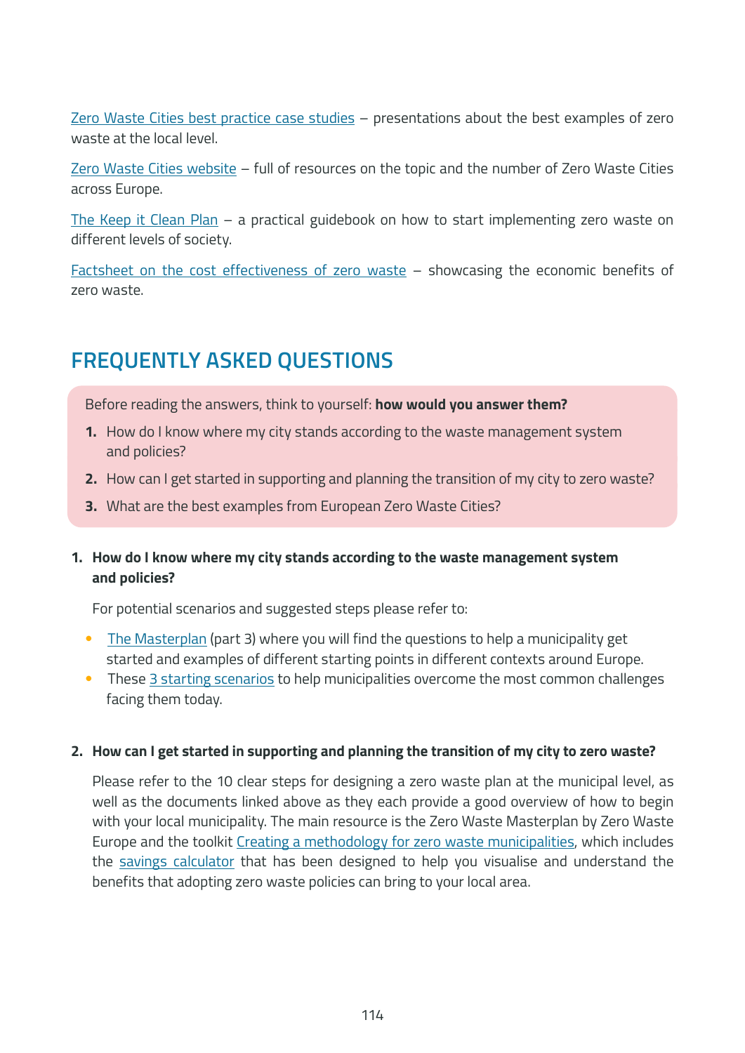Zero Waste Cities best practice case studies – presentations about the best examples of zero waste at the local level.

Zero Waste Cities website – full of resources on the topic and the number of Zero Waste Cities across Europe.

The Keep it Clean Plan – a practical guidebook on how to start implementing zero waste on different levels of society.

Factsheet on the cost effectiveness of zero waste – showcasing the economic benefits of zero waste.

## FREQUENTLY ASKED QUESTIONS

Before reading the answers, think to yourself: **how would you answer them?**

1. How do I know where my city stands according to the waste management system and policies?
2. How can I get started in supporting and planning the transition of my city to zero waste?
3. What are the best examples from European Zero Waste Cities?

**1. How do I know where my city stands according to the waste management system and policies?**

For potential scenarios and suggested steps please refer to:

- The Masterplan (part 3) where you will find the questions to help a municipality get started and examples of different starting points in different contexts around Europe.
- These 3 starting scenarios to help municipalities overcome the most common challenges facing them today.

**2. How can I get started in supporting and planning the transition of my city to zero waste?**

Please refer to the 10 clear steps for designing a zero waste plan at the municipal level, as well as the documents linked above as they each provide a good overview of how to begin with your local municipality. The main resource is the Zero Waste Masterplan by Zero Waste Europe and the toolkit Creating a methodology for zero waste municipalities, which includes the savings calculator that has been designed to help you visualise and understand the benefits that adopting zero waste policies can bring to your local area.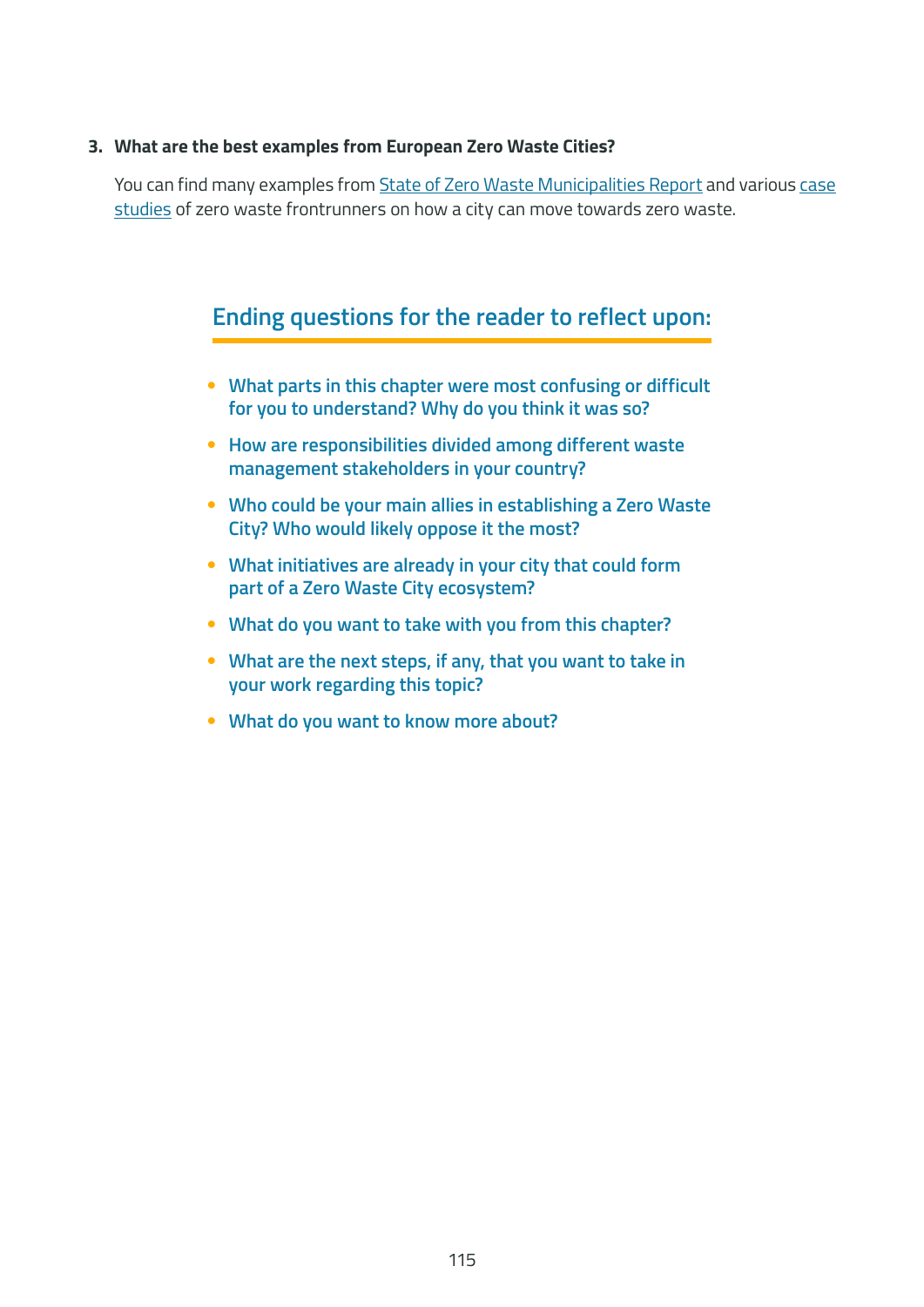**3. What are the best examples from European Zero Waste Cities?**

You can find many examples from State of Zero Waste Municipalities Report and various case studies of zero waste frontrunners on how a city can move towards zero waste.

## Ending questions for the reader to reflect upon:

- What parts in this chapter were most confusing or difficult for you to understand? Why do you think it was so?
- How are responsibilities divided among different waste management stakeholders in your country?
- Who could be your main allies in establishing a Zero Waste City? Who would likely oppose it the most?
- What initiatives are already in your city that could form part of a Zero Waste City ecosystem?
- What do you want to take with you from this chapter?
- What are the next steps, if any, that you want to take in your work regarding this topic?
- What do you want to know more about?